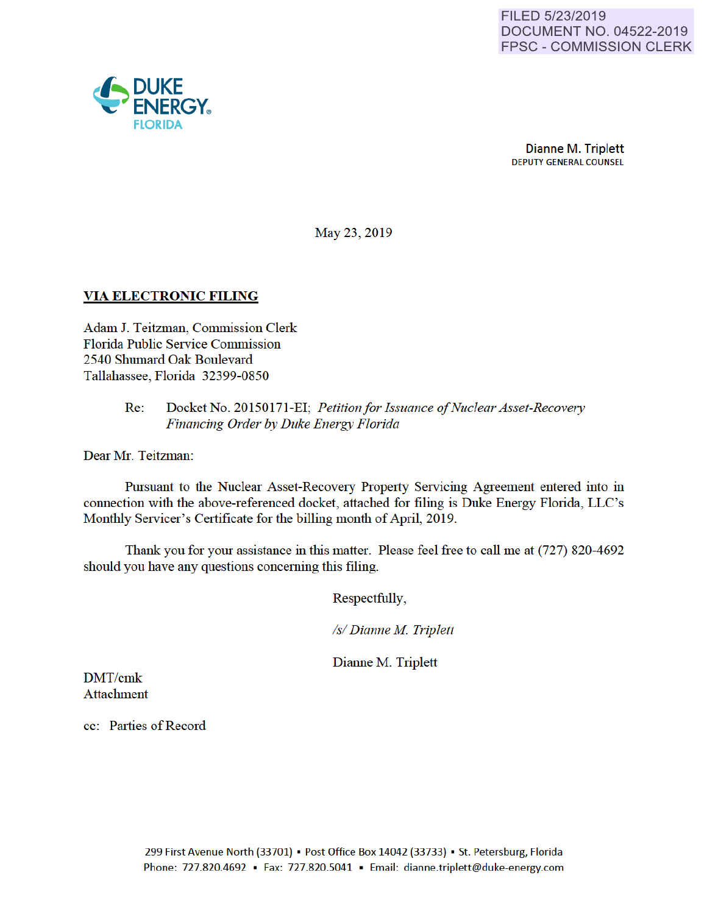FILED 5/23/2019
DOCUMENT NO. 04522-2019
FPSC - COMMISSION CLERK

DUKE ENERGY FLORIDA

Dianne M. Triplett
DEPUTY GENERAL COUNSEL

May 23, 2019

**VIA ELECTRONIC FILING**

Adam J. Teitzman, Commission Clerk
Florida Public Service Commission
2540 Shumard Oak Boulevard
Tallahassee, Florida 32399-0850

Re: Docket No. 20150171-EI; *Petition for Issuance of Nuclear Asset-Recovery Financing Order by Duke Energy Florida*

Dear Mr. Teitzman:

Pursuant to the Nuclear Asset-Recovery Property Servicing Agreement entered into in connection with the above-referenced docket, attached for filing is Duke Energy Florida, LLC's Monthly Servicer's Certificate for the billing month of April, 2019.

Thank you for your assistance in this matter. Please feel free to call me at (727) 820-4692 should you have any questions concerning this filing.

Respectfully,

*/s/ Dianne M. Triplett*

Dianne M. Triplett

DMT/cmk
Attachment

cc: Parties of Record

299 First Avenue North (33701) ▪ Post Office Box 14042 (33733) ▪ St. Petersburg, Florida
Phone: 727.820.4692 ▪ Fax: 727.820.5041 ▪ Email: dianne.triplett@duke-energy.com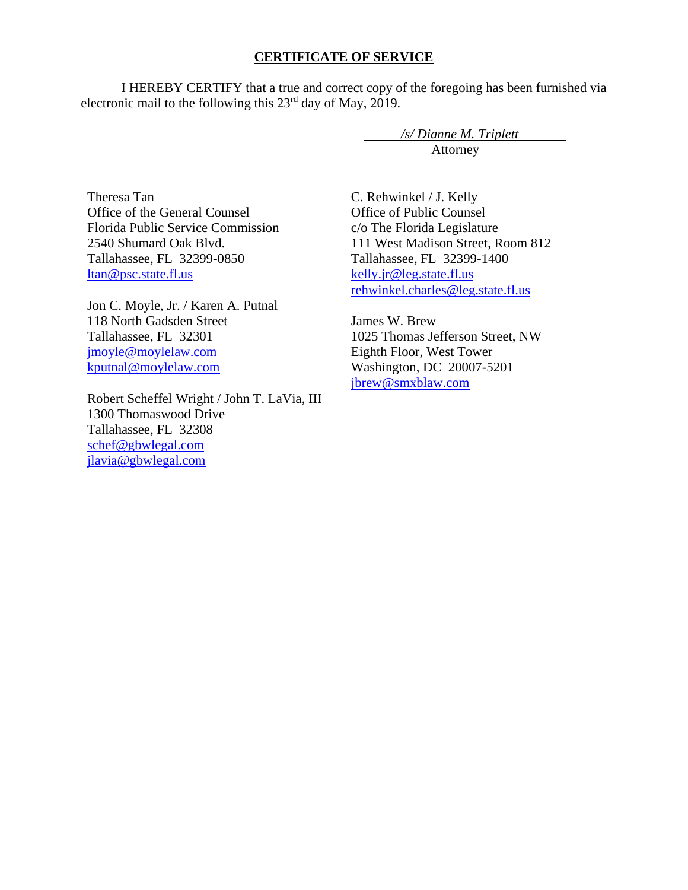## CERTIFICATE OF SERVICE

I HEREBY CERTIFY that a true and correct copy of the foregoing has been furnished via electronic mail to the following this 23rd day of May, 2019.

*/s/ Dianne M. Triplett*
Attorney

| | |
|---|---|
| Theresa Tan<br>Office of the General Counsel<br>Florida Public Service Commission<br>2540 Shumard Oak Blvd.<br>Tallahassee, FL 32399-0850<br>ltan@psc.state.fl.us<br><br>Jon C. Moyle, Jr. / Karen A. Putnal<br>118 North Gadsden Street<br>Tallahassee, FL 32301<br>jmoyle@moylelaw.com<br>kputnal@moylelaw.com<br><br>Robert Scheffel Wright / John T. LaVia, III<br>1300 Thomaswood Drive<br>Tallahassee, FL 32308<br>schef@gbwlegal.com<br>jlavia@gbwlegal.com | C. Rehwinkel / J. Kelly<br>Office of Public Counsel<br>c/o The Florida Legislature<br>111 West Madison Street, Room 812<br>Tallahassee, FL 32399-1400<br>kelly.jr@leg.state.fl.us<br>rehwinkel.charles@leg.state.fl.us<br><br>James W. Brew<br>1025 Thomas Jefferson Street, NW<br>Eighth Floor, West Tower<br>Washington, DC 20007-5201<br>jbrew@smxblaw.com |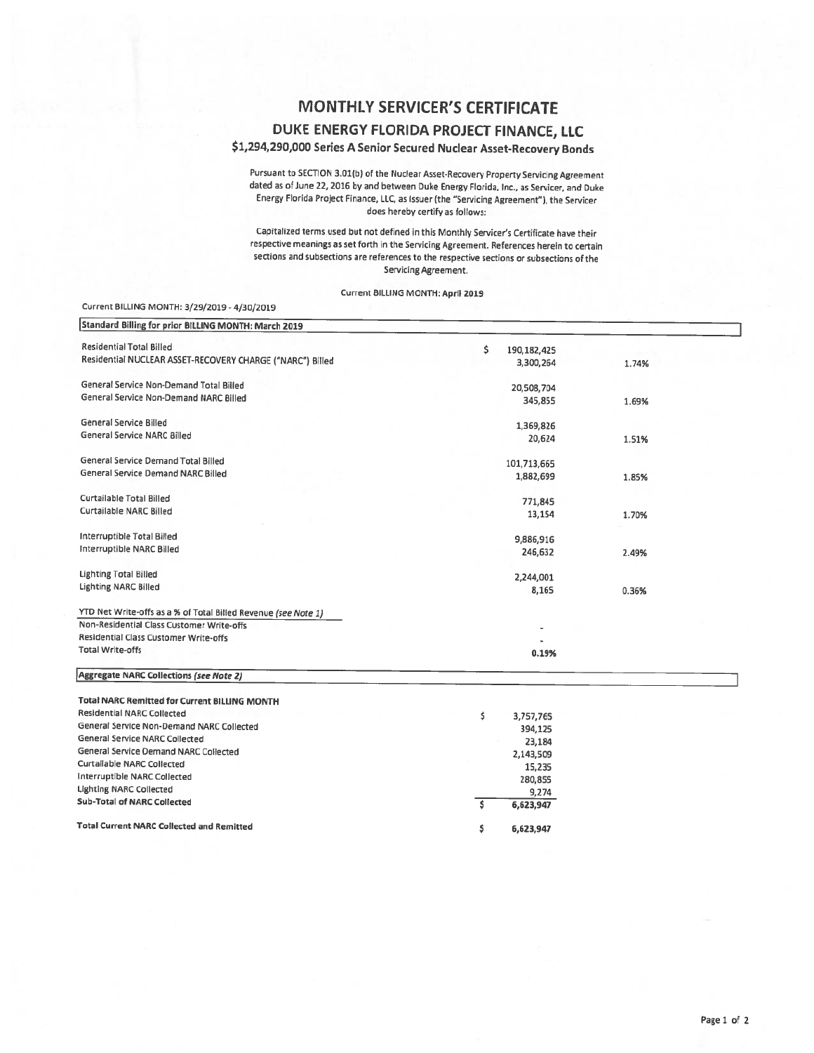# MONTHLY SERVICER'S CERTIFICATE

## DUKE ENERGY FLORIDA PROJECT FINANCE, LLC

### $1,294,290,000 Series A Senior Secured Nuclear Asset-Recovery Bonds

Pursuant to SECTION 3.01(b) of the Nuclear Asset-Recovery Property Servicing Agreement dated as of June 22, 2016 by and between Duke Energy Florida, Inc., as Servicer, and Duke Energy Florida Project Finance, LLC, as Issuer (the "Servicing Agreement"), the Servicer does hereby certify as follows:

Capitalized terms used but not defined in this Monthly Servicer's Certificate have their respective meanings as set forth in the Servicing Agreement. References herein to certain sections and subsections are references to the respective sections or subsections of the Servicing Agreement.

Current BILLING MONTH: April 2019

Current BILLING MONTH: 3/29/2019 - 4/30/2019

| Standard Billing for prior BILLING MONTH: March 2019 | | |
|---|---|---|
| Residential Total Billed | $ 190,182,425 | |
| Residential NUCLEAR ASSET-RECOVERY CHARGE ("NARC") Billed | 3,300,264 | 1.74% |
| General Service Non-Demand Total Billed | 20,508,704 | |
| General Service Non-Demand NARC Billed | 345,855 | 1.69% |
| General Service Billed | 1,369,826 | |
| General Service NARC Billed | 20,624 | 1.51% |
| General Service Demand Total Billed | 101,713,665 | |
| General Service Demand NARC Billed | 1,882,699 | 1.85% |
| Curtailable Total Billed | 771,845 | |
| Curtailable NARC Billed | 13,154 | 1.70% |
| Interruptible Total Billed | 9,886,916 | |
| Interruptible NARC Billed | 246,632 | 2.49% |
| Lighting Total Billed | 2,244,001 | |
| Lighting NARC Billed | 8,165 | 0.36% |
| YTD Net Write-offs as a % of Total Billed Revenue *(see Note 1)* | | |
| Non-Residential Class Customer Write-offs | - | |
| Residential Class Customer Write-offs | - | |
| Total Write-offs | 0.19% | |

| Aggregate NARC Collections *(see Note 2)* | |
|---|---|
| **Total NARC Remitted for Current BILLING MONTH** | |
| Residential NARC Collected | $ 3,757,765 |
| General Service Non-Demand NARC Collected | 394,125 |
| General Service NARC Collected | 23,184 |
| General Service Demand NARC Collected | 2,143,509 |
| Curtailable NARC Collected | 15,235 |
| Interruptible NARC Collected | 280,855 |
| Lighting NARC Collected | 9,274 |
| **Sub-Total of NARC Collected** | $ 6,623,947 |
| **Total Current NARC Collected and Remitted** | $ 6,623,947 |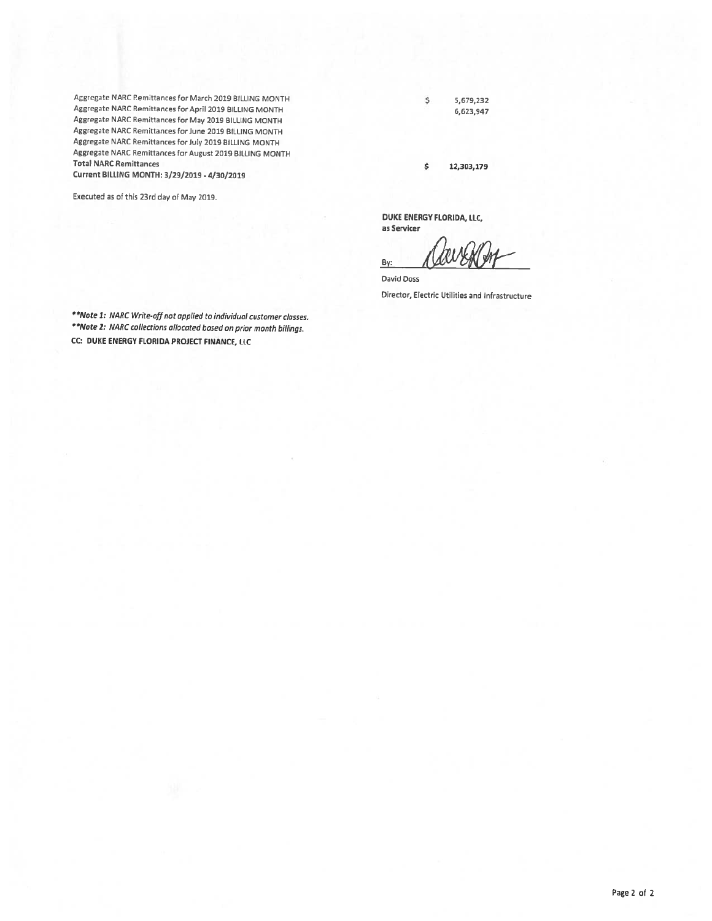| | |
|---|---|
| Aggregate NARC Remittances for March 2019 BILLING MONTH | $ 5,679,232 |
| Aggregate NARC Remittances for April 2019 BILLING MONTH | 6,623,947 |
| Aggregate NARC Remittances for May 2019 BILLING MONTH | |
| Aggregate NARC Remittances for June 2019 BILLING MONTH | |
| Aggregate NARC Remittances for July 2019 BILLING MONTH | |
| Aggregate NARC Remittances for August 2019 BILLING MONTH | |
| **Total NARC Remittances** | **$ 12,303,179** |
| **Current BILLING MONTH: 3/29/2019 - 4/30/2019** | |

Executed as of this 23rd day of May 2019.

**DUKE ENERGY FLORIDA, LLC,**
**as Servicer**

By: ______________________

David Doss

Director, Electric Utilities and Infrastructure

***\*Note 1:** NARC Write-off not applied to individual customer classes.*

***\*Note 2:** NARC collections allocated based on prior month billings.*

**CC: DUKE ENERGY FLORIDA PROJECT FINANCE, LLC**